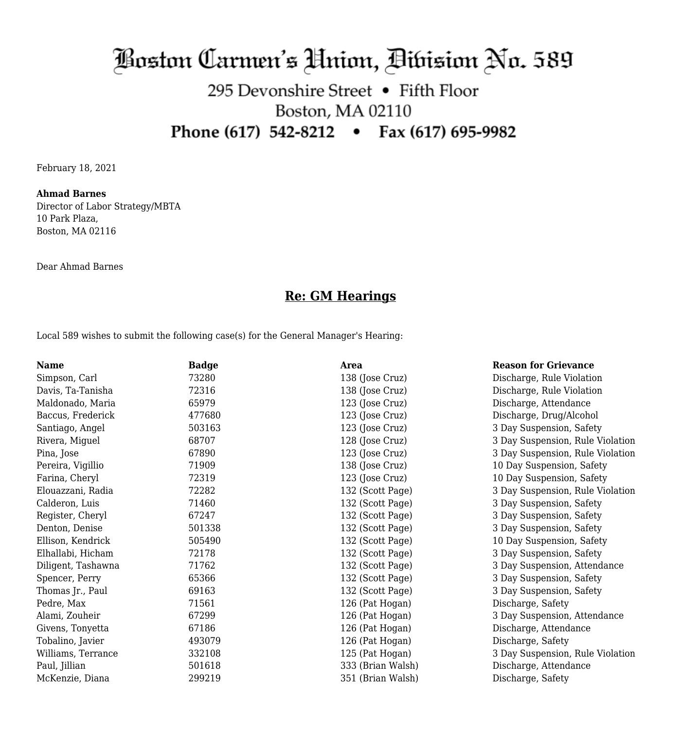# Boston Carmen's Union, Division No. 589

295 Devonshire Street • Fifth Floor
Boston, MA 02110
**Phone (617) 542-8212 • Fax (617) 695-9982**

February 18, 2021

**Ahmad Barnes**
Director of Labor Strategy/MBTA
10 Park Plaza,
Boston, MA 02116

Dear Ahmad Barnes

## Re: GM Hearings

Local 589 wishes to submit the following case(s) for the General Manager's Hearing:

| Name | Badge | Area | Reason for Grievance |
|---|---|---|---|
| Simpson, Carl | 73280 | 138 (Jose Cruz) | Discharge, Rule Violation |
| Davis, Ta-Tanisha | 72316 | 138 (Jose Cruz) | Discharge, Rule Violation |
| Maldonado, Maria | 65979 | 123 (Jose Cruz) | Discharge, Attendance |
| Baccus, Frederick | 477680 | 123 (Jose Cruz) | Discharge, Drug/Alcohol |
| Santiago, Angel | 503163 | 123 (Jose Cruz) | 3 Day Suspension, Safety |
| Rivera, Miguel | 68707 | 128 (Jose Cruz) | 3 Day Suspension, Rule Violation |
| Pina, Jose | 67890 | 123 (Jose Cruz) | 3 Day Suspension, Rule Violation |
| Pereira, Vigillio | 71909 | 138 (Jose Cruz) | 10 Day Suspension, Safety |
| Farina, Cheryl | 72319 | 123 (Jose Cruz) | 10 Day Suspension, Safety |
| Elouazzani, Radia | 72282 | 132 (Scott Page) | 3 Day Suspension, Rule Violation |
| Calderon, Luis | 71460 | 132 (Scott Page) | 3 Day Suspension, Safety |
| Register, Cheryl | 67247 | 132 (Scott Page) | 3 Day Suspension, Safety |
| Denton, Denise | 501338 | 132 (Scott Page) | 3 Day Suspension, Safety |
| Ellison, Kendrick | 505490 | 132 (Scott Page) | 10 Day Suspension, Safety |
| Elhallabi, Hicham | 72178 | 132 (Scott Page) | 3 Day Suspension, Safety |
| Diligent, Tashawna | 71762 | 132 (Scott Page) | 3 Day Suspension, Attendance |
| Spencer, Perry | 65366 | 132 (Scott Page) | 3 Day Suspension, Safety |
| Thomas Jr., Paul | 69163 | 132 (Scott Page) | 3 Day Suspension, Safety |
| Pedre, Max | 71561 | 126 (Pat Hogan) | Discharge, Safety |
| Alami, Zouheir | 67299 | 126 (Pat Hogan) | 3 Day Suspension, Attendance |
| Givens, Tonyetta | 67186 | 126 (Pat Hogan) | Discharge, Attendance |
| Tobalino, Javier | 493079 | 126 (Pat Hogan) | Discharge, Safety |
| Williams, Terrance | 332108 | 125 (Pat Hogan) | 3 Day Suspension, Rule Violation |
| Paul, Jillian | 501618 | 333 (Brian Walsh) | Discharge, Attendance |
| McKenzie, Diana | 299219 | 351 (Brian Walsh) | Discharge, Safety |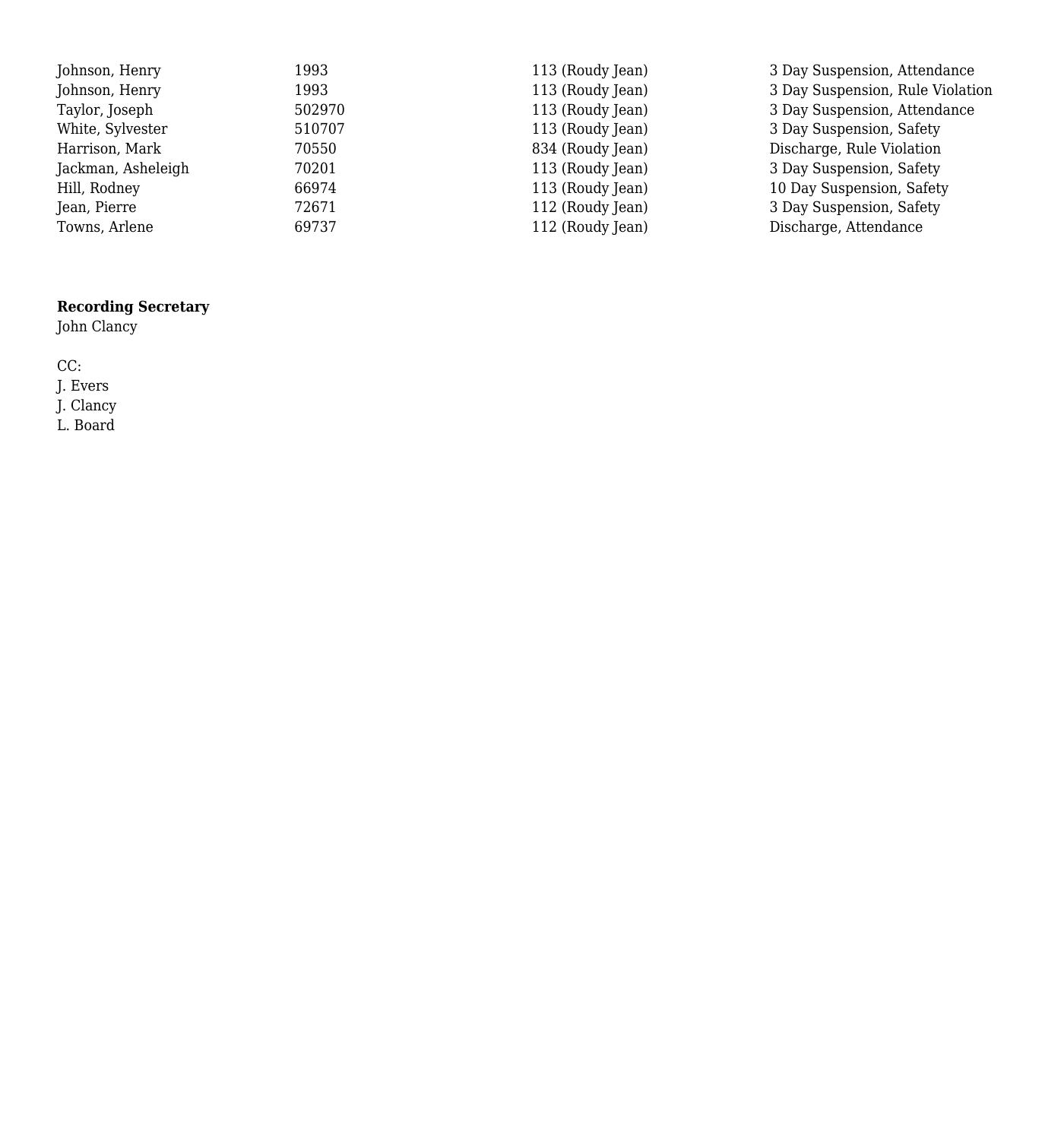| | | | |
|---|---|---|---|
| Johnson, Henry | 1993 | 113 (Roudy Jean) | 3 Day Suspension, Attendance |
| Johnson, Henry | 1993 | 113 (Roudy Jean) | 3 Day Suspension, Rule Violation |
| Taylor, Joseph | 502970 | 113 (Roudy Jean) | 3 Day Suspension, Attendance |
| White, Sylvester | 510707 | 113 (Roudy Jean) | 3 Day Suspension, Safety |
| Harrison, Mark | 70550 | 834 (Roudy Jean) | Discharge, Rule Violation |
| Jackman, Asheleigh | 70201 | 113 (Roudy Jean) | 3 Day Suspension, Safety |
| Hill, Rodney | 66974 | 113 (Roudy Jean) | 10 Day Suspension, Safety |
| Jean, Pierre | 72671 | 112 (Roudy Jean) | 3 Day Suspension, Safety |
| Towns, Arlene | 69737 | 112 (Roudy Jean) | Discharge, Attendance |

**Recording Secretary**
John Clancy

CC:
J. Evers
J. Clancy
L. Board